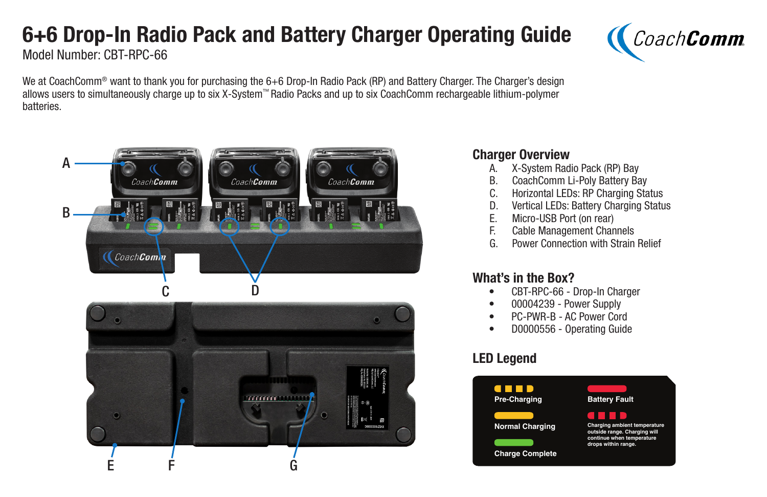# 6+6 Drop-In Radio Pack and Battery Charger Operating Guide

Model Number: CBT-RPC-66

We at CoachComm® want to thank you for purchasing the 6+6 Drop-In Radio Pack (RP) and Battery Charger. The Charger's design allows users to simultaneously charge up to six X-System™ Radio Packs and up to six CoachComm rechargeable lithium-polymer batteries.

## Charger Overview

A. X-System Radio Pack (RP) Bay
B. CoachComm Li-Poly Battery Bay
C. Horizontal LEDs: RP Charging Status
D. Vertical LEDs: Battery Charging Status
E. Micro-USB Port (on rear)
F. Cable Management Channels
G. Power Connection with Strain Relief

## What's in the Box?

- CBT-RPC-66 - Drop-In Charger
- 00004239 - Power Supply
- PC-PWR-B - AC Power Cord
- D0000556 - Operating Guide

## LED Legend

- Pre-Charging
- Normal Charging
- Charge Complete
- Battery Fault
- Charging ambient temperature outside range. Charging will continue when temperature drops within range.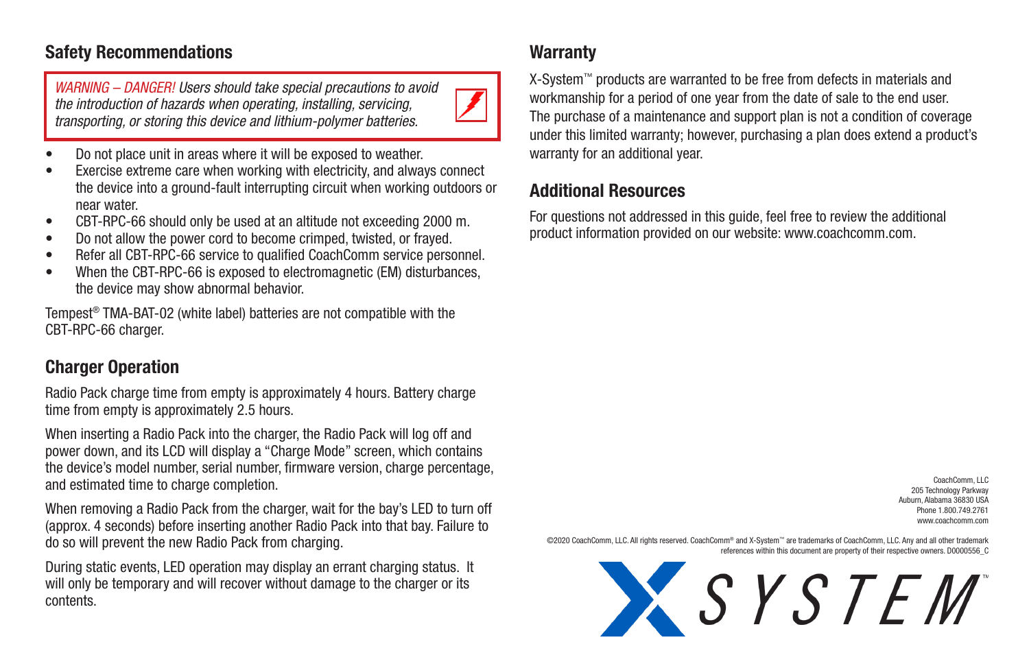## Safety Recommendations

*WARNING – DANGER! Users should take special precautions to avoid the introduction of hazards when operating, installing, servicing, transporting, or storing this device and lithium-polymer batteries.*

- Do not place unit in areas where it will be exposed to weather.
- Exercise extreme care when working with electricity, and always connect the device into a ground-fault interrupting circuit when working outdoors or near water.
- CBT-RPC-66 should only be used at an altitude not exceeding 2000 m.
- Do not allow the power cord to become crimped, twisted, or frayed.
- Refer all CBT-RPC-66 service to qualified CoachComm service personnel.
- When the CBT-RPC-66 is exposed to electromagnetic (EM) disturbances, the device may show abnormal behavior.

Tempest® TMA-BAT-02 (white label) batteries are not compatible with the CBT-RPC-66 charger.

## Charger Operation

Radio Pack charge time from empty is approximately 4 hours. Battery charge time from empty is approximately 2.5 hours.

When inserting a Radio Pack into the charger, the Radio Pack will log off and power down, and its LCD will display a "Charge Mode" screen, which contains the device's model number, serial number, firmware version, charge percentage, and estimated time to charge completion.

When removing a Radio Pack from the charger, wait for the bay's LED to turn off (approx. 4 seconds) before inserting another Radio Pack into that bay. Failure to do so will prevent the new Radio Pack from charging.

During static events, LED operation may display an errant charging status. It will only be temporary and will recover without damage to the charger or its contents.

## Warranty

X-System™ products are warranted to be free from defects in materials and workmanship for a period of one year from the date of sale to the end user. The purchase of a maintenance and support plan is not a condition of coverage under this limited warranty; however, purchasing a plan does extend a product's warranty for an additional year.

## Additional Resources

For questions not addressed in this guide, feel free to review the additional product information provided on our website: www.coachcomm.com.

CoachComm, LLC
205 Technology Parkway
Auburn, Alabama 36830 USA
Phone 1.800.749.2761
www.coachcomm.com

©2020 CoachComm, LLC. All rights reserved. CoachComm® and X-System™ are trademarks of CoachComm, LLC. Any and all other trademark references within this document are property of their respective owners. D0000556_C

X SYSTEM™